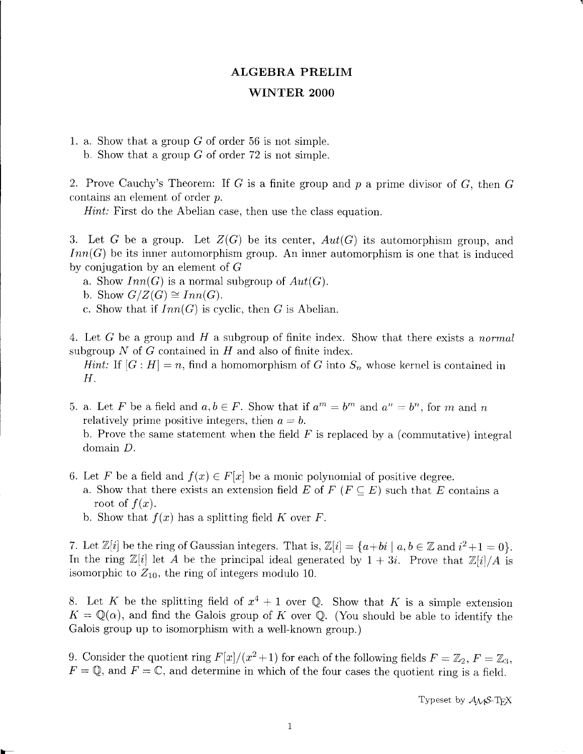# ALGEBRA PRELIM

## WINTER 2000

1. a. Show that a group $G$ of order 56 is not simple.
   b. Show that a group $G$ of order 72 is not simple.

2. Prove Cauchy's Theorem: If $G$ is a finite group and $p$ a prime divisor of $G$, then $G$ contains an element of order $p$.
   *Hint:* First do the Abelian case, then use the class equation.

3. Let $G$ be a group. Let $Z(G)$ be its center, $Aut(G)$ its automorphism group, and $Inn(G)$ be its inner automorphism group. An inner automorphism is one that is induced by conjugation by an element of $G$
   a. Show $Inn(G)$ is a normal subgroup of $Aut(G)$.
   b. Show $G/Z(G) \cong Inn(G)$.
   c. Show that if $Inn(G)$ is cyclic, then $G$ is Abelian.

4. Let $G$ be a group and $H$ a subgroup of finite index. Show that there exists a *normal* subgroup $N$ of $G$ contained in $H$ and also of finite index.
   *Hint:* If $[G : H] = n$, find a homomorphism of $G$ into $S_n$ whose kernel is contained in $H$.

5. a. Let $F$ be a field and $a, b \in F$. Show that if $a^m = b^m$ and $a^n = b^n$, for $m$ and $n$ relatively prime positive integers, then $a = b$.
   b. Prove the same statement when the field $F$ is replaced by a (commutative) integral domain $D$.

6. Let $F$ be a field and $f(x) \in F[x]$ be a monic polynomial of positive degree.
   a. Show that there exists an extension field $E$ of $F$ ($F \subseteq E$) such that $E$ contains a root of $f(x)$.
   b. Show that $f(x)$ has a splitting field $K$ over $F$.

7. Let $\mathbb{Z}[i]$ be the ring of Gaussian integers. That is, $\mathbb{Z}[i] = \{a+bi \mid a, b \in \mathbb{Z} \text{ and } i^2+1 = 0\}$. In the ring $\mathbb{Z}[i]$ let $A$ be the principal ideal generated by $1 + 3i$. Prove that $\mathbb{Z}[i]/A$ is isomorphic to $Z_{10}$, the ring of integers modulo 10.

8. Let $K$ be the splitting field of $x^4 + 1$ over $\mathbb{Q}$. Show that $K$ is a simple extension $K = \mathbb{Q}(\alpha)$, and find the Galois group of $K$ over $\mathbb{Q}$. (You should be able to identify the Galois group up to isomorphism with a well-known group.)

9. Consider the quotient ring $F[x]/(x^2+1)$ for each of the following fields $F = \mathbb{Z}_2$, $F = \mathbb{Z}_3$, $F = \mathbb{Q}$, and $F = \mathbb{C}$, and determine in which of the four cases the quotient ring is a field.

Typeset by $\mathcal{A}_\mathcal{M}\mathcal{S}$-TEX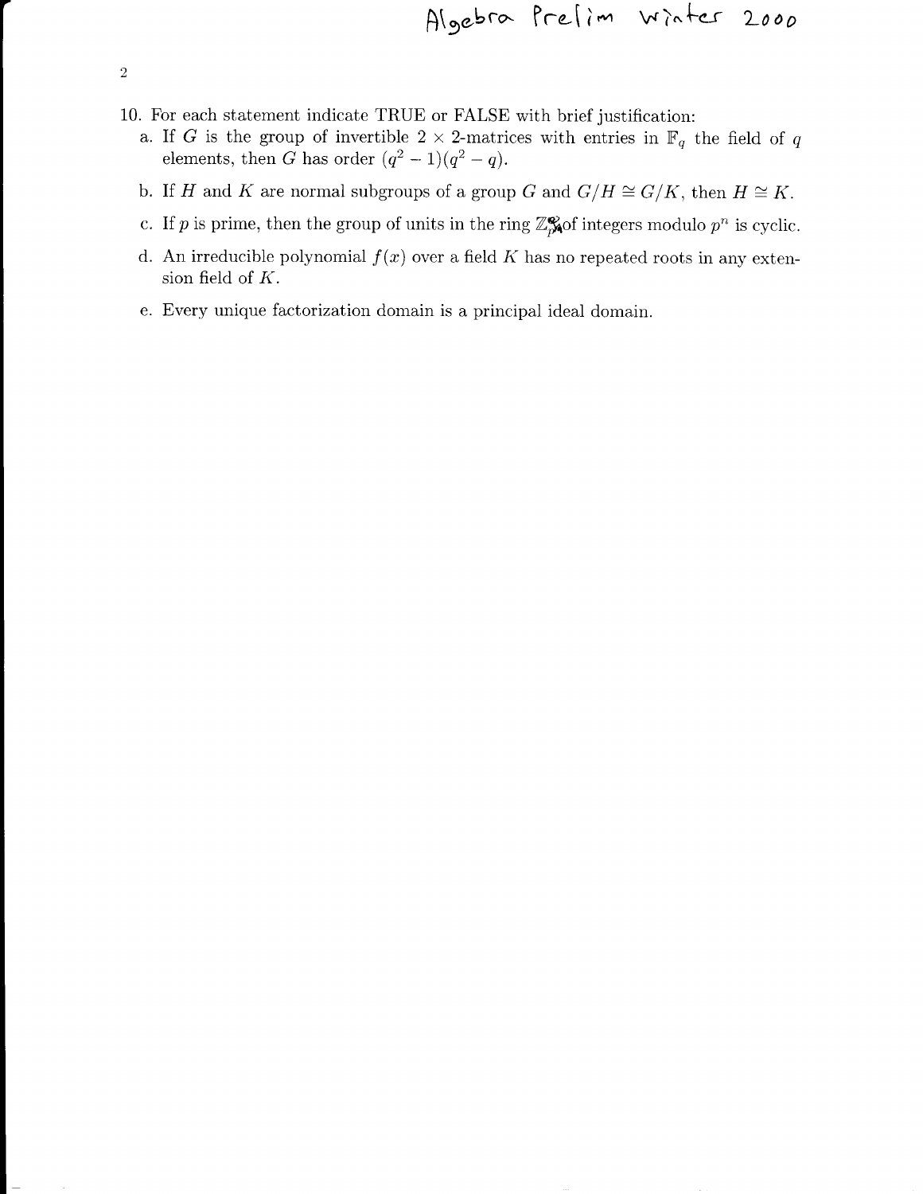Algebra Prelim Winter 2000

10. For each statement indicate TRUE or FALSE with brief justification:

   a. If $G$ is the group of invertible $2 \times 2$-matrices with entries in $\mathbb{F}_q$ the field of $q$ elements, then $G$ has order $(q^2 - 1)(q^2 - q)$.

   b. If $H$ and $K$ are normal subgroups of a group $G$ and $G/H \cong G/K$, then $H \cong K$.

   c. If $p$ is prime, then the group of units in the ring $\mathbb{Z}_{p^n}$ of integers modulo $p^n$ is cyclic.

   d. An irreducible polynomial $f(x)$ over a field $K$ has no repeated roots in any extension field of $K$.

   e. Every unique factorization domain is a principal ideal domain.